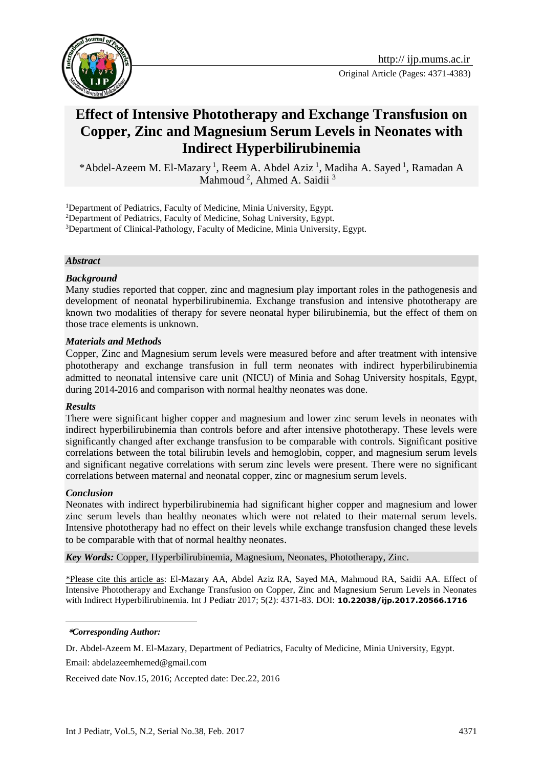# Effect of Intensive Phototherapy and Exchange Transfusion on Copper, Zinc and Magnesium Serum Levels in Neonates with Indirect Hyperbilirubinemia

*Abdel-Azeem M. El-Mazary [1], Reem A. Abdel Aziz [1], Madiha A. Sayed [1], Ramadan A Mahmoud [2], Ahmed A. Saidii [3]

[1]Department of Pediatrics, Faculty of Medicine, Minia University, Egypt.
[2]Department of Pediatrics, Faculty of Medicine, Sohag University, Egypt.
[3]Department of Clinical-Pathology, Faculty of Medicine, Minia University, Egypt.

## *Abstract*

### *Background*

Many studies reported that copper, zinc and magnesium play important roles in the pathogenesis and development of neonatal hyperbilirubinemia. Exchange transfusion and intensive phototherapy are known two modalities of therapy for severe neonatal hyper bilirubinemia, but the effect of them on those trace elements is unknown.

### *Materials and Methods*

Copper, Zinc and Magnesium serum levels were measured before and after treatment with intensive phototherapy and exchange transfusion in full term neonates with indirect hyperbilirubinemia admitted to neonatal intensive care unit (NICU) of Minia and Sohag University hospitals, Egypt, during 2014-2016 and comparison with normal healthy neonates was done.

### *Results*

There were significant higher copper and magnesium and lower zinc serum levels in neonates with indirect hyperbilirubinemia than controls before and after intensive phototherapy. These levels were significantly changed after exchange transfusion to be comparable with controls. Significant positive correlations between the total bilirubin levels and hemoglobin, copper, and magnesium serum levels and significant negative correlations with serum zinc levels were present. There were no significant correlations between maternal and neonatal copper, zinc or magnesium serum levels.

### *Conclusion*

Neonates with indirect hyperbilirubinemia had significant higher copper and magnesium and lower zinc serum levels than healthy neonates which were not related to their maternal serum levels. Intensive phototherapy had no effect on their levels while exchange transfusion changed these levels to be comparable with that of normal healthy neonates.

***Key Words:*** Copper, Hyperbilirubinemia, Magnesium, Neonates, Phototherapy, Zinc.

*Please cite this article as: El-Mazary AA, Abdel Aziz RA, Sayed MA, Mahmoud RA, Saidii AA. Effect of Intensive Phototherapy and Exchange Transfusion on Copper, Zinc and Magnesium Serum Levels in Neonates with Indirect Hyperbilirubinemia. Int J Pediatr 2017; 5(2): 4371-83. DOI: **10.22038/ijp.2017.20566.1716**

***Corresponding Author:***

Dr. Abdel-Azeem M. El-Mazary, Department of Pediatrics, Faculty of Medicine, Minia University, Egypt.

Email: abdelazeemhemed@gmail.com

Received date Nov.15, 2016; Accepted date: Dec.22, 2016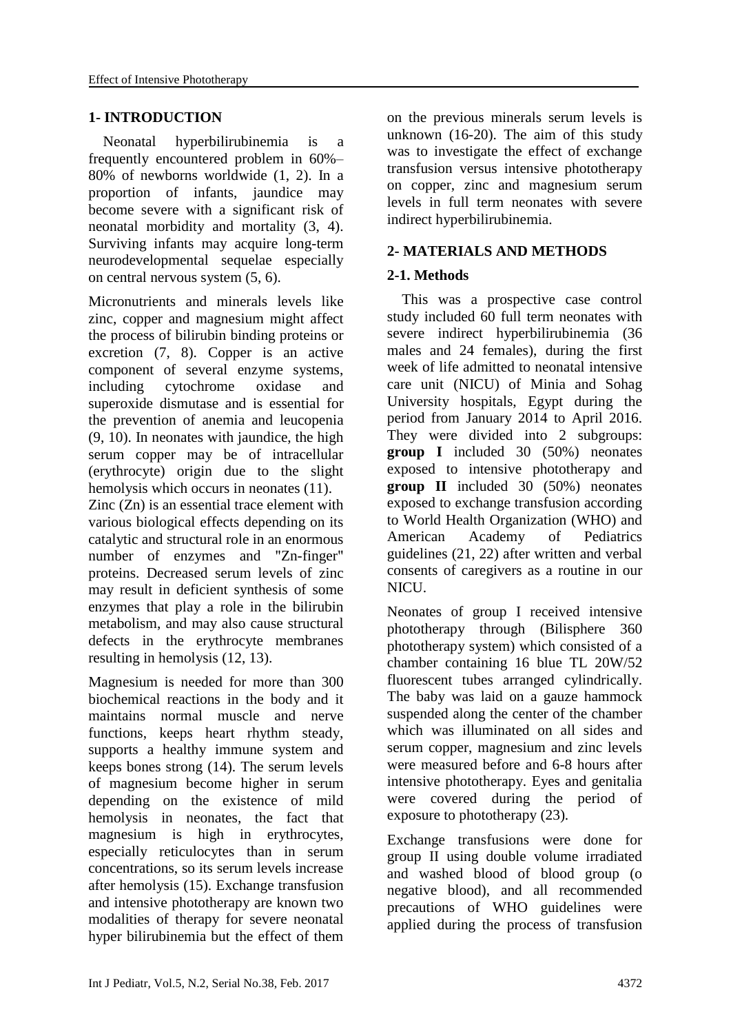## 1- INTRODUCTION

Neonatal hyperbilirubinemia is a frequently encountered problem in 60%–80% of newborns worldwide (1, 2). In a proportion of infants, jaundice may become severe with a significant risk of neonatal morbidity and mortality (3, 4). Surviving infants may acquire long-term neurodevelopmental sequelae especially on central nervous system (5, 6).

Micronutrients and minerals levels like zinc, copper and magnesium might affect the process of bilirubin binding proteins or excretion (7, 8). Copper is an active component of several enzyme systems, including cytochrome oxidase and superoxide dismutase and is essential for the prevention of anemia and leucopenia (9, 10). In neonates with jaundice, the high serum copper may be of intracellular (erythrocyte) origin due to the slight hemolysis which occurs in neonates (11).
Zinc (Zn) is an essential trace element with various biological effects depending on its catalytic and structural role in an enormous number of enzymes and "Zn-finger" proteins. Decreased serum levels of zinc may result in deficient synthesis of some enzymes that play a role in the bilirubin metabolism, and may also cause structural defects in the erythrocyte membranes resulting in hemolysis (12, 13).

Magnesium is needed for more than 300 biochemical reactions in the body and it maintains normal muscle and nerve functions, keeps heart rhythm steady, supports a healthy immune system and keeps bones strong (14). The serum levels of magnesium become higher in serum depending on the existence of mild hemolysis in neonates, the fact that magnesium is high in erythrocytes, especially reticulocytes than in serum concentrations, so its serum levels increase after hemolysis (15). Exchange transfusion and intensive phototherapy are known two modalities of therapy for severe neonatal hyper bilirubinemia but the effect of them on the previous minerals serum levels is unknown (16-20). The aim of this study was to investigate the effect of exchange transfusion versus intensive phototherapy on copper, zinc and magnesium serum levels in full term neonates with severe indirect hyperbilirubinemia.

## 2- MATERIALS AND METHODS

### 2-1. Methods

This was a prospective case control study included 60 full term neonates with severe indirect hyperbilirubinemia (36 males and 24 females), during the first week of life admitted to neonatal intensive care unit (NICU) of Minia and Sohag University hospitals, Egypt during the period from January 2014 to April 2016. They were divided into 2 subgroups: **group I** included 30 (50%) neonates exposed to intensive phototherapy and **group II** included 30 (50%) neonates exposed to exchange transfusion according to World Health Organization (WHO) and American Academy of Pediatrics guidelines (21, 22) after written and verbal consents of caregivers as a routine in our NICU.

Neonates of group I received intensive phototherapy through (Bilisphere 360 phototherapy system) which consisted of a chamber containing 16 blue TL 20W/52 fluorescent tubes arranged cylindrically. The baby was laid on a gauze hammock suspended along the center of the chamber which was illuminated on all sides and serum copper, magnesium and zinc levels were measured before and 6-8 hours after intensive phototherapy. Eyes and genitalia were covered during the period of exposure to phototherapy (23).

Exchange transfusions were done for group II using double volume irradiated and washed blood of blood group (o negative blood), and all recommended precautions of WHO guidelines were applied during the process of transfusion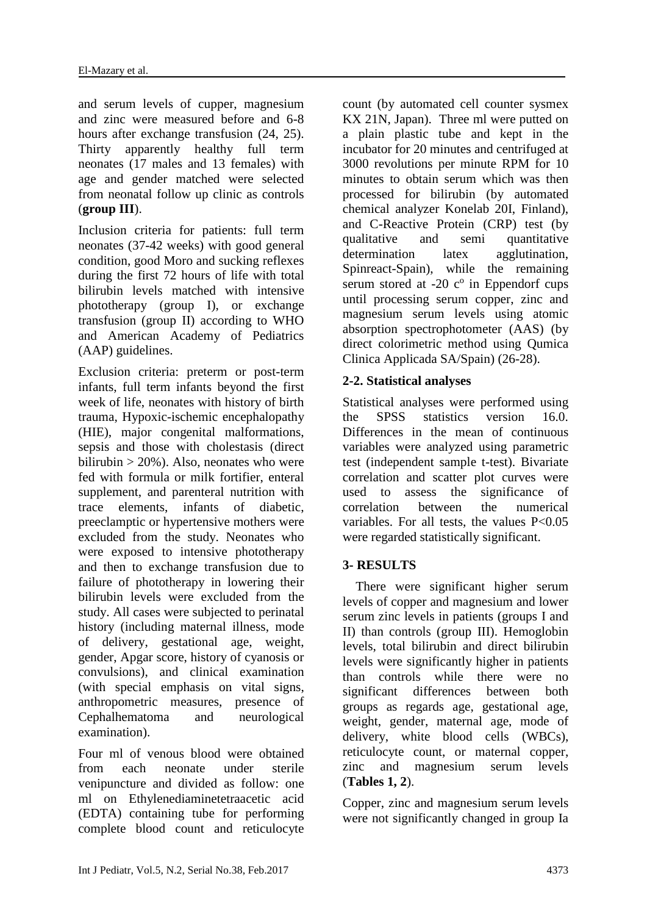and serum levels of cupper, magnesium and zinc were measured before and 6-8 hours after exchange transfusion (24, 25). Thirty apparently healthy full term neonates (17 males and 13 females) with age and gender matched were selected from neonatal follow up clinic as controls (**group III**).

Inclusion criteria for patients: full term neonates (37-42 weeks) with good general condition, good Moro and sucking reflexes during the first 72 hours of life with total bilirubin levels matched with intensive phototherapy (group I), or exchange transfusion (group II) according to WHO and American Academy of Pediatrics (AAP) guidelines.

Exclusion criteria: preterm or post-term infants, full term infants beyond the first week of life, neonates with history of birth trauma, Hypoxic-ischemic encephalopathy (HIE), major congenital malformations, sepsis and those with cholestasis (direct bilirubin > 20%). Also, neonates who were fed with formula or milk fortifier, enteral supplement, and parenteral nutrition with trace elements, infants of diabetic, preeclamptic or hypertensive mothers were excluded from the study. Neonates who were exposed to intensive phototherapy and then to exchange transfusion due to failure of phototherapy in lowering their bilirubin levels were excluded from the study. All cases were subjected to perinatal history (including maternal illness, mode of delivery, gestational age, weight, gender, Apgar score, history of cyanosis or convulsions), and clinical examination (with special emphasis on vital signs, anthropometric measures, presence of Cephalhematoma and neurological examination).

Four ml of venous blood were obtained from each neonate under sterile venipuncture and divided as follow: one ml on Ethylenediaminetetraacetic acid (EDTA) containing tube for performing complete blood count and reticulocyte count (by automated cell counter sysmex KX 21N, Japan). Three ml were putted on a plain plastic tube and kept in the incubator for 20 minutes and centrifuged at 3000 revolutions per minute RPM for 10 minutes to obtain serum which was then processed for bilirubin (by automated chemical analyzer Konelab 20I, Finland), and C-Reactive Protein (CRP) test (by qualitative and semi quantitative determination latex agglutination, Spinreact-Spain), while the remaining serum stored at -20 c$^{o}$ in Eppendorf cups until processing serum copper, zinc and magnesium serum levels using atomic absorption spectrophotometer (AAS) (by direct colorimetric method using Qumica Clinica Applicada SA/Spain) (26-28).

### 2-2. Statistical analyses

Statistical analyses were performed using the SPSS statistics version 16.0. Differences in the mean of continuous variables were analyzed using parametric test (independent sample t-test). Bivariate correlation and scatter plot curves were used to assess the significance of correlation between the numerical variables. For all tests, the values P<0.05 were regarded statistically significant.

## 3- RESULTS

There were significant higher serum levels of copper and magnesium and lower serum zinc levels in patients (groups I and II) than controls (group III). Hemoglobin levels, total bilirubin and direct bilirubin levels were significantly higher in patients than controls while there were no significant differences between both groups as regards age, gestational age, weight, gender, maternal age, mode of delivery, white blood cells (WBCs), reticulocyte count, or maternal copper, zinc and magnesium serum levels (**Tables 1, 2**).

Copper, zinc and magnesium serum levels were not significantly changed in group Ia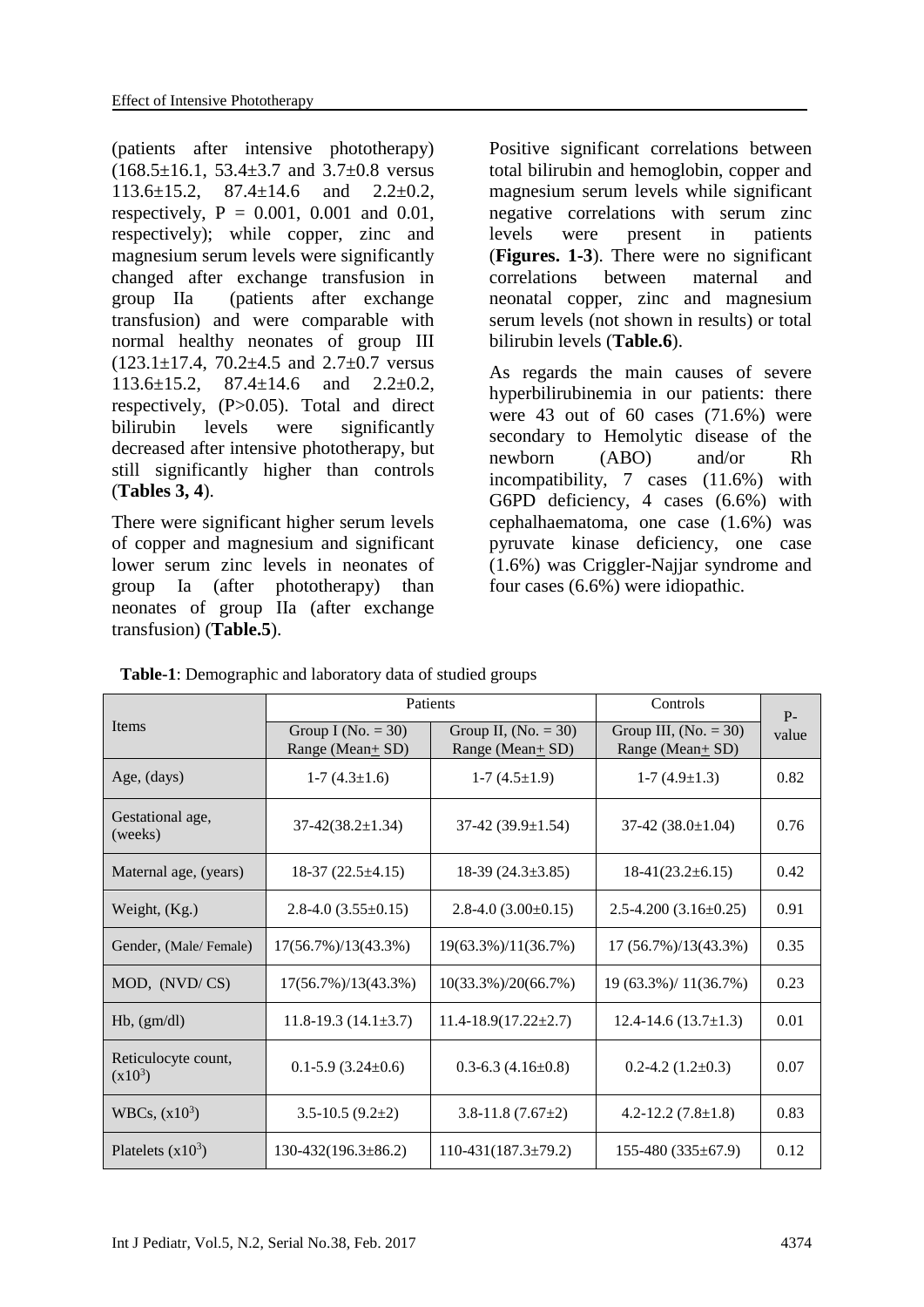(patients after intensive phototherapy) (168.5±16.1, 53.4±3.7 and 3.7±0.8 versus 113.6±15.2, 87.4±14.6 and 2.2±0.2, respectively, P = 0.001, 0.001 and 0.01, respectively); while copper, zinc and magnesium serum levels were significantly changed after exchange transfusion in group IIa (patients after exchange transfusion) and were comparable with normal healthy neonates of group III (123.1±17.4, 70.2±4.5 and 2.7±0.7 versus 113.6±15.2, 87.4±14.6 and 2.2±0.2, respectively, (P>0.05). Total and direct bilirubin levels were significantly decreased after intensive phototherapy, but still significantly higher than controls (**Tables 3, 4**).

There were significant higher serum levels of copper and magnesium and significant lower serum zinc levels in neonates of group Ia (after phototherapy) than neonates of group IIa (after exchange transfusion) (**Table.5**).

Positive significant correlations between total bilirubin and hemoglobin, copper and magnesium serum levels while significant negative correlations with serum zinc levels were present in patients (**Figures. 1-3**). There were no significant correlations between maternal and neonatal copper, zinc and magnesium serum levels (not shown in results) or total bilirubin levels (**Table.6**).

As regards the main causes of severe hyperbilirubinemia in our patients: there were 43 out of 60 cases (71.6%) were secondary to Hemolytic disease of the newborn (ABO) and/or Rh incompatibility, 7 cases (11.6%) with G6PD deficiency, 4 cases (6.6%) with cephalhaematoma, one case (1.6%) was pyruvate kinase deficiency, one case (1.6%) was Criggler-Najjar syndrome and four cases (6.6%) were idiopathic.

**Table-1**: Demographic and laboratory data of studied groups

| Items | Patients | | Controls | P-value |
|---|---|---|---|---|
| | Group I (No. = 30) Range (Mean± SD) | Group II, (No. = 30) Range (Mean± SD) | Group III, (No. = 30) Range (Mean± SD) | |
| Age, (days) | 1-7 (4.3±1.6) | 1-7 (4.5±1.9) | 1-7 (4.9±1.3) | 0.82 |
| Gestational age, (weeks) | 37-42(38.2±1.34) | 37-42 (39.9±1.54) | 37-42 (38.0±1.04) | 0.76 |
| Maternal age, (years) | 18-37 (22.5±4.15) | 18-39 (24.3±3.85) | 18-41(23.2±6.15) | 0.42 |
| Weight, (Kg.) | 2.8-4.0 (3.55±0.15) | 2.8-4.0 (3.00±0.15) | 2.5-4.200 (3.16±0.25) | 0.91 |
| Gender, (Male/ Female) | 17(56.7%)/13(43.3%) | 19(63.3%)/11(36.7%) | 17 (56.7%)/13(43.3%) | 0.35 |
| MOD, (NVD/ CS) | 17(56.7%)/13(43.3%) | 10(33.3%)/20(66.7%) | 19 (63.3%)/ 11(36.7%) | 0.23 |
| Hb, (gm/dl) | 11.8-19.3 (14.1±3.7) | 11.4-18.9(17.22±2.7) | 12.4-14.6 (13.7±1.3) | 0.01 |
| Reticulocyte count, $(x10^3)$ | 0.1-5.9 (3.24±0.6) | 0.3-6.3 (4.16±0.8) | 0.2-4.2 (1.2±0.3) | 0.07 |
| WBCs, $(x10^3)$ | 3.5-10.5 (9.2±2) | 3.8-11.8 (7.67±2) | 4.2-12.2 (7.8±1.8) | 0.83 |
| Platelets $(x10^3)$ | 130-432(196.3±86.2) | 110-431(187.3±79.2) | 155-480 (335±67.9) | 0.12 |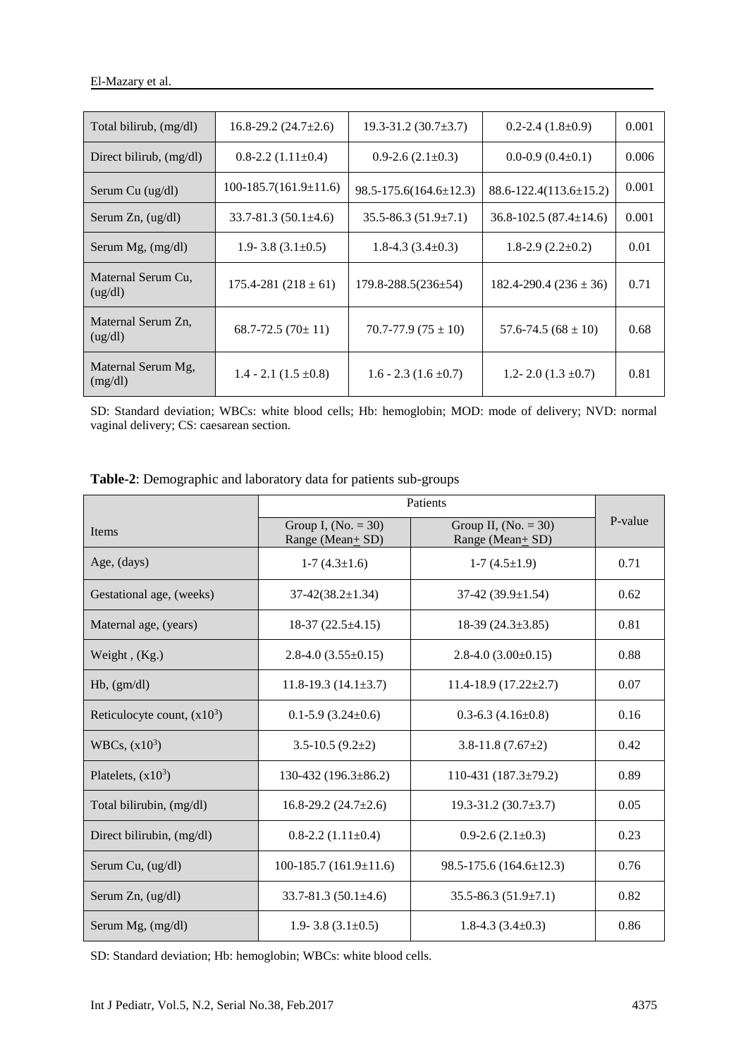| Total bilirub, (mg/dl) | 16.8-29.2 (24.7±2.6) | 19.3-31.2 (30.7±3.7) | 0.2-2.4 (1.8±0.9) | 0.001 |
|---|---|---|---|---|
| Direct bilirub, (mg/dl) | 0.8-2.2 (1.11±0.4) | 0.9-2.6 (2.1±0.3) | 0.0-0.9 (0.4±0.1) | 0.006 |
| Serum Cu (ug/dl) | 100-185.7(161.9±11.6) | 98.5-175.6(164.6±12.3) | 88.6-122.4(113.6±15.2) | 0.001 |
| Serum Zn, (ug/dl) | 33.7-81.3 (50.1±4.6) | 35.5-86.3 (51.9±7.1) | 36.8-102.5 (87.4±14.6) | 0.001 |
| Serum Mg, (mg/dl) | 1.9- 3.8 (3.1±0.5) | 1.8-4.3 (3.4±0.3) | 1.8-2.9 (2.2±0.2) | 0.01 |
| Maternal Serum Cu, (ug/dl) | 175.4-281 (218 ± 61) | 179.8-288.5(236±54) | 182.4-290.4 (236 ± 36) | 0.71 |
| Maternal Serum Zn, (ug/dl) | 68.7-72.5 (70± 11) | 70.7-77.9 (75 ± 10) | 57.6-74.5 (68 ± 10) | 0.68 |
| Maternal Serum Mg, (mg/dl) | 1.4 - 2.1 (1.5 ±0.8) | 1.6 - 2.3 (1.6 ±0.7) | 1.2- 2.0 (1.3 ±0.7) | 0.81 |

SD: Standard deviation; WBCs: white blood cells; Hb: hemoglobin; MOD: mode of delivery; NVD: normal vaginal delivery; CS: caesarean section.

**Table-2**: Demographic and laboratory data for patients sub-groups

| Items | Patients | | P-value |
|---|---|---|---|
| | Group I, (No. = 30) Range (Mean± SD) | Group II, (No. = 30) Range (Mean± SD) | |
| Age, (days) | 1-7 (4.3±1.6) | 1-7 (4.5±1.9) | 0.71 |
| Gestational age, (weeks) | 37-42(38.2±1.34) | 37-42 (39.9±1.54) | 0.62 |
| Maternal age, (years) | 18-37 (22.5±4.15) | 18-39 (24.3±3.85) | 0.81 |
| Weight , (Kg.) | 2.8-4.0 (3.55±0.15) | 2.8-4.0 (3.00±0.15) | 0.88 |
| Hb, (gm/dl) | 11.8-19.3 (14.1±3.7) | 11.4-18.9 (17.22±2.7) | 0.07 |
| Reticulocyte count, ($x10^3$) | 0.1-5.9 (3.24±0.6) | 0.3-6.3 (4.16±0.8) | 0.16 |
| WBCs, ($x10^3$) | 3.5-10.5 (9.2±2) | 3.8-11.8 (7.67±2) | 0.42 |
| Platelets, ($x10^3$) | 130-432 (196.3±86.2) | 110-431 (187.3±79.2) | 0.89 |
| Total bilirubin, (mg/dl) | 16.8-29.2 (24.7±2.6) | 19.3-31.2 (30.7±3.7) | 0.05 |
| Direct bilirubin, (mg/dl) | 0.8-2.2 (1.11±0.4) | 0.9-2.6 (2.1±0.3) | 0.23 |
| Serum Cu, (ug/dl) | 100-185.7 (161.9±11.6) | 98.5-175.6 (164.6±12.3) | 0.76 |
| Serum Zn, (ug/dl) | 33.7-81.3 (50.1±4.6) | 35.5-86.3 (51.9±7.1) | 0.82 |
| Serum Mg, (mg/dl) | 1.9- 3.8 (3.1±0.5) | 1.8-4.3 (3.4±0.3) | 0.86 |

SD: Standard deviation; Hb: hemoglobin; WBCs: white blood cells.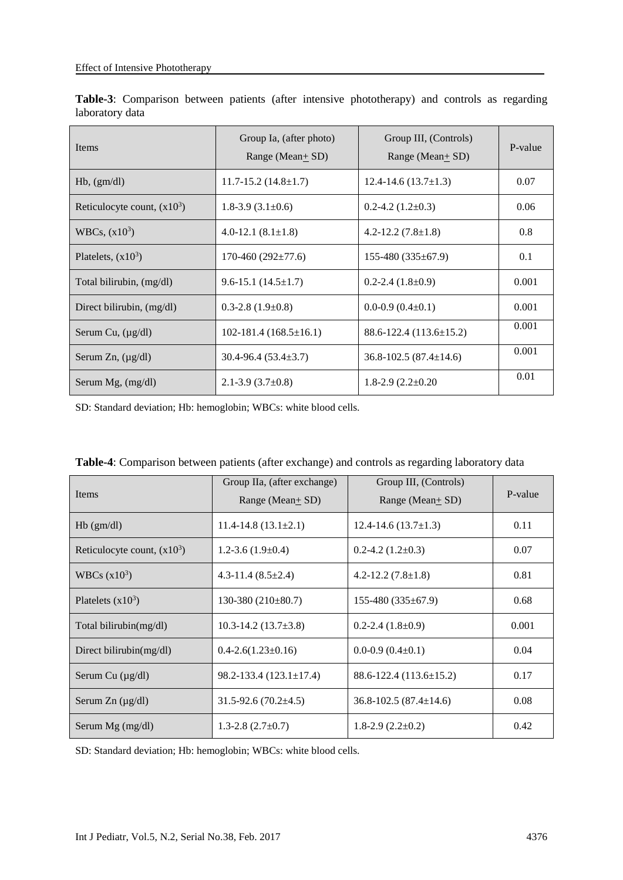**Table-3**: Comparison between patients (after intensive phototherapy) and controls as regarding laboratory data

| Items | Group Ia, (after photo) Range (Mean+ SD) | Group III, (Controls) Range (Mean+ SD) | P-value |
|---|---|---|---|
| Hb, (gm/dl) | 11.7-15.2 (14.8±1.7) | 12.4-14.6 (13.7±1.3) | 0.07 |
| Reticulocyte count, ($x10^3$) | 1.8-3.9 (3.1±0.6) | 0.2-4.2 (1.2±0.3) | 0.06 |
| WBCs, ($x10^3$) | 4.0-12.1 (8.1±1.8) | 4.2-12.2 (7.8±1.8) | 0.8 |
| Platelets, ($x10^3$) | 170-460 (292±77.6) | 155-480 (335±67.9) | 0.1 |
| Total bilirubin, (mg/dl) | 9.6-15.1 (14.5±1.7) | 0.2-2.4 (1.8±0.9) | 0.001 |
| Direct bilirubin, (mg/dl) | 0.3-2.8 (1.9±0.8) | 0.0-0.9 (0.4±0.1) | 0.001 |
| Serum Cu, (µg/dl) | 102-181.4 (168.5±16.1) | 88.6-122.4 (113.6±15.2) | 0.001 |
| Serum Zn, (µg/dl) | 30.4-96.4 (53.4±3.7) | 36.8-102.5 (87.4±14.6) | 0.001 |
| Serum Mg, (mg/dl) | 2.1-3.9 (3.7±0.8) | 1.8-2.9 (2.2±0.20 | 0.01 |

SD: Standard deviation; Hb: hemoglobin; WBCs: white blood cells.

**Table-4**: Comparison between patients (after exchange) and controls as regarding laboratory data

| Items | Group IIa, (after exchange) Range (Mean+ SD) | Group III, (Controls) Range (Mean+ SD) | P-value |
|---|---|---|---|
| Hb (gm/dl) | 11.4-14.8 (13.1±2.1) | 12.4-14.6 (13.7±1.3) | 0.11 |
| Reticulocyte count, ($x10^3$) | 1.2-3.6 (1.9±0.4) | 0.2-4.2 (1.2±0.3) | 0.07 |
| WBCs ($x10^3$) | 4.3-11.4 (8.5±2.4) | 4.2-12.2 (7.8±1.8) | 0.81 |
| Platelets ($x10^3$) | 130-380 (210±80.7) | 155-480 (335±67.9) | 0.68 |
| Total bilirubin(mg/dl) | 10.3-14.2 (13.7±3.8) | 0.2-2.4 (1.8±0.9) | 0.001 |
| Direct bilirubin(mg/dl) | 0.4-2.6(1.23±0.16) | 0.0-0.9 (0.4±0.1) | 0.04 |
| Serum Cu (µg/dl) | 98.2-133.4 (123.1±17.4) | 88.6-122.4 (113.6±15.2) | 0.17 |
| Serum Zn (µg/dl) | 31.5-92.6 (70.2±4.5) | 36.8-102.5 (87.4±14.6) | 0.08 |
| Serum Mg (mg/dl) | 1.3-2.8 (2.7±0.7) | 1.8-2.9 (2.2±0.2) | 0.42 |

SD: Standard deviation; Hb: hemoglobin; WBCs: white blood cells.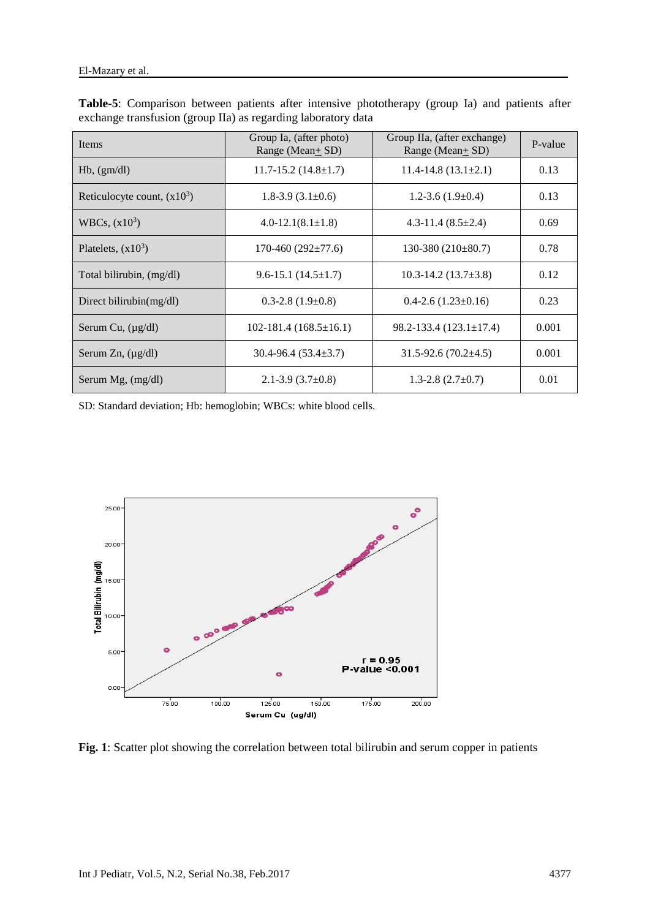**Table-5**: Comparison between patients after intensive phototherapy (group Ia) and patients after exchange transfusion (group IIa) as regarding laboratory data

| Items | Group Ia, (after photo) Range (Mean± SD) | Group IIa, (after exchange) Range (Mean± SD) | P-value |
|---|---|---|---|
| Hb, (gm/dl) | 11.7-15.2 (14.8±1.7) | 11.4-14.8 (13.1±2.1) | 0.13 |
| Reticulocyte count, ($x10^3$) | 1.8-3.9 (3.1±0.6) | 1.2-3.6 (1.9±0.4) | 0.13 |
| WBCs, ($x10^3$) | 4.0-12.1(8.1±1.8) | 4.3-11.4 (8.5±2.4) | 0.69 |
| Platelets, ($x10^3$) | 170-460 (292±77.6) | 130-380 (210±80.7) | 0.78 |
| Total bilirubin, (mg/dl) | 9.6-15.1 (14.5±1.7) | 10.3-14.2 (13.7±3.8) | 0.12 |
| Direct bilirubin(mg/dl) | 0.3-2.8 (1.9±0.8) | 0.4-2.6 (1.23±0.16) | 0.23 |
| Serum Cu, (µg/dl) | 102-181.4 (168.5±16.1) | 98.2-133.4 (123.1±17.4) | 0.001 |
| Serum Zn, (µg/dl) | 30.4-96.4 (53.4±3.7) | 31.5-92.6 (70.2±4.5) | 0.001 |
| Serum Mg, (mg/dl) | 2.1-3.9 (3.7±0.8) | 1.3-2.8 (2.7±0.7) | 0.01 |

SD: Standard deviation; Hb: hemoglobin; WBCs: white blood cells.

**Fig. 1**: Scatter plot showing the correlation between total bilirubin and serum copper in patients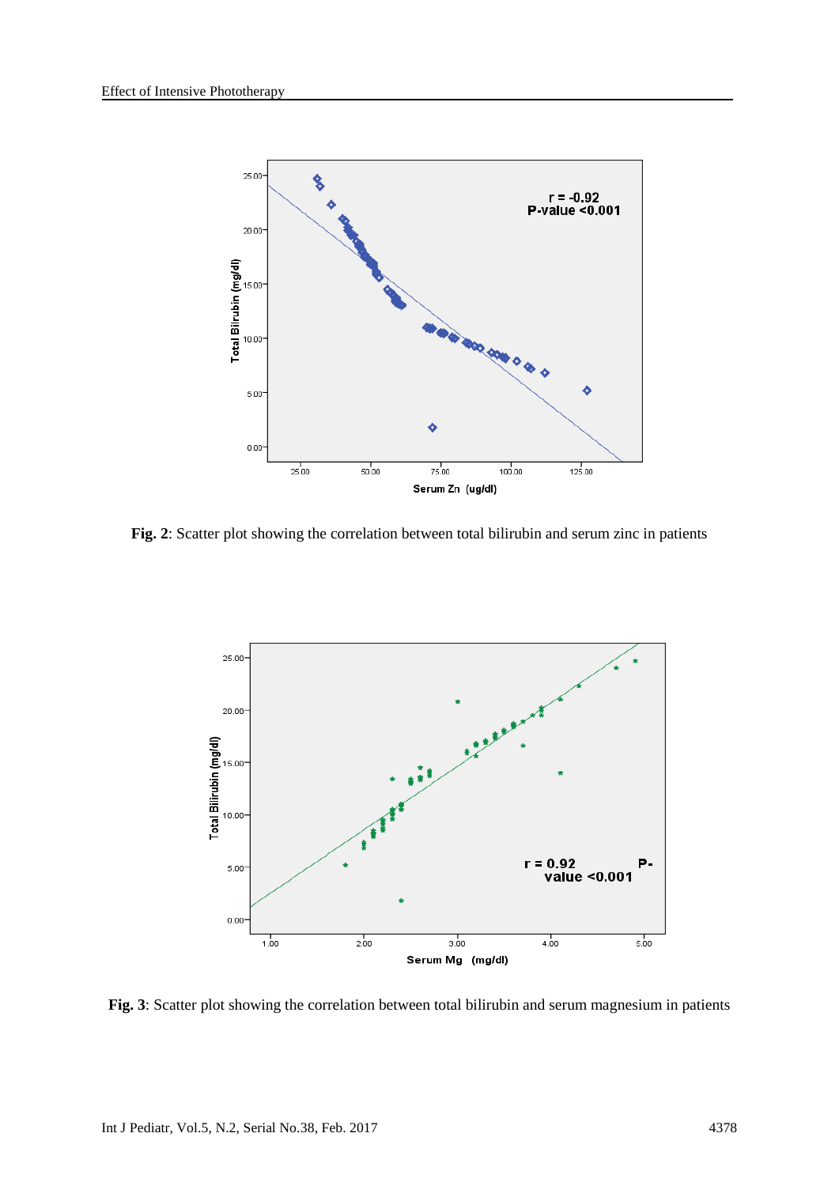**Fig. 2**: Scatter plot showing the correlation between total bilirubin and serum zinc in patients

**Fig. 3**: Scatter plot showing the correlation between total bilirubin and serum magnesium in patients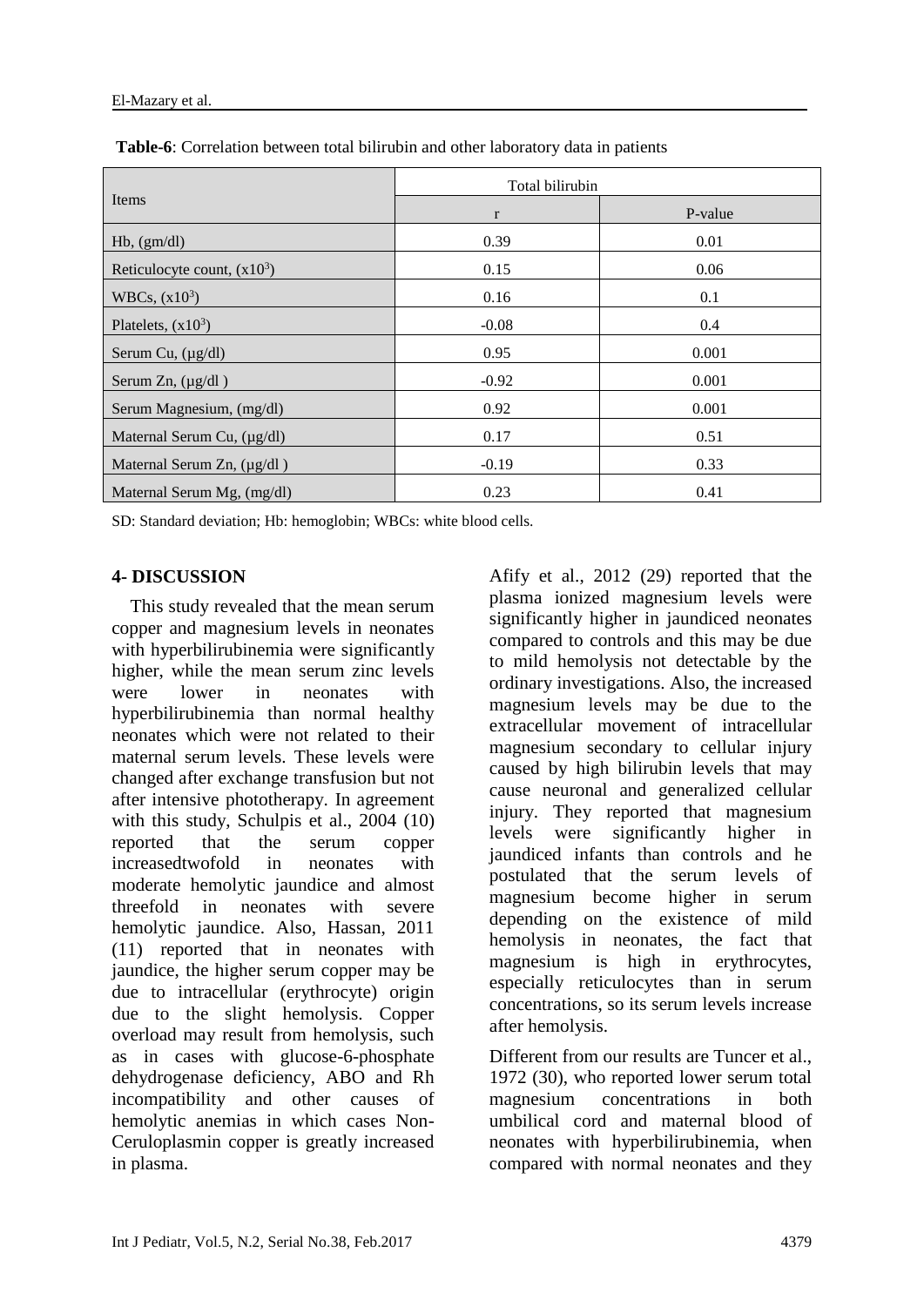**Table-6**: Correlation between total bilirubin and other laboratory data in patients

| Items | Total bilirubin | |
|---|---|---|
| | r | P-value |
| Hb, (gm/dl) | 0.39 | 0.01 |
| Reticulocyte count, $(x10^3)$ | 0.15 | 0.06 |
| WBCs, $(x10^3)$ | 0.16 | 0.1 |
| Platelets, $(x10^3)$ | -0.08 | 0.4 |
| Serum Cu, (µg/dl) | 0.95 | 0.001 |
| Serum Zn, (µg/dl ) | -0.92 | 0.001 |
| Serum Magnesium, (mg/dl) | 0.92 | 0.001 |
| Maternal Serum Cu, (µg/dl) | 0.17 | 0.51 |
| Maternal Serum Zn, (µg/dl ) | -0.19 | 0.33 |
| Maternal Serum Mg, (mg/dl) | 0.23 | 0.41 |

SD: Standard deviation; Hb: hemoglobin; WBCs: white blood cells.

## 4- DISCUSSION

This study revealed that the mean serum copper and magnesium levels in neonates with hyperbilirubinemia were significantly higher, while the mean serum zinc levels were lower in neonates with hyperbilirubinemia than normal healthy neonates which were not related to their maternal serum levels. These levels were changed after exchange transfusion but not after intensive phototherapy. In agreement with this study, Schulpis et al., 2004 (10) reported that the serum copper increasedtwofold in neonates with moderate hemolytic jaundice and almost threefold in neonates with severe hemolytic jaundice. Also, Hassan, 2011 (11) reported that in neonates with jaundice, the higher serum copper may be due to intracellular (erythrocyte) origin due to the slight hemolysis. Copper overload may result from hemolysis, such as in cases with glucose-6-phosphate dehydrogenase deficiency, ABO and Rh incompatibility and other causes of hemolytic anemias in which cases Non-Ceruloplasmin copper is greatly increased in plasma.

Afify et al., 2012 (29) reported that the plasma ionized magnesium levels were significantly higher in jaundiced neonates compared to controls and this may be due to mild hemolysis not detectable by the ordinary investigations. Also, the increased magnesium levels may be due to the extracellular movement of intracellular magnesium secondary to cellular injury caused by high bilirubin levels that may cause neuronal and generalized cellular injury. They reported that magnesium levels were significantly higher in jaundiced infants than controls and he postulated that the serum levels of magnesium become higher in serum depending on the existence of mild hemolysis in neonates, the fact that magnesium is high in erythrocytes, especially reticulocytes than in serum concentrations, so its serum levels increase after hemolysis.

Different from our results are Tuncer et al., 1972 (30), who reported lower serum total magnesium concentrations in both umbilical cord and maternal blood of neonates with hyperbilirubinemia, when compared with normal neonates and they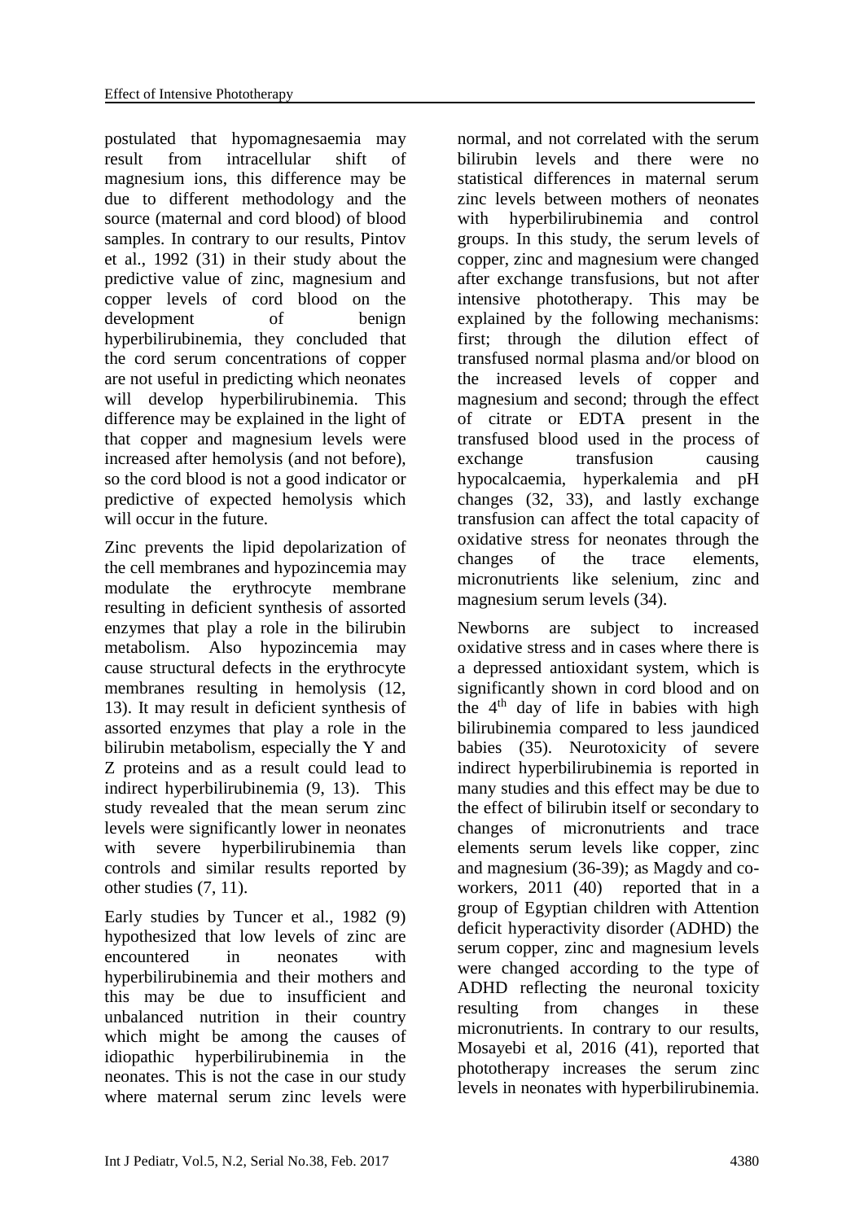postulated that hypomagnesaemia may result from intracellular shift of magnesium ions, this difference may be due to different methodology and the source (maternal and cord blood) of blood samples. In contrary to our results, Pintov et al., 1992 (31) in their study about the predictive value of zinc, magnesium and copper levels of cord blood on the development of benign hyperbilirubinemia, they concluded that the cord serum concentrations of copper are not useful in predicting which neonates will develop hyperbilirubinemia. This difference may be explained in the light of that copper and magnesium levels were increased after hemolysis (and not before), so the cord blood is not a good indicator or predictive of expected hemolysis which will occur in the future.

Zinc prevents the lipid depolarization of the cell membranes and hypozincemia may modulate the erythrocyte membrane resulting in deficient synthesis of assorted enzymes that play a role in the bilirubin metabolism. Also hypozincemia may cause structural defects in the erythrocyte membranes resulting in hemolysis (12, 13). It may result in deficient synthesis of assorted enzymes that play a role in the bilirubin metabolism, especially the Y and Z proteins and as a result could lead to indirect hyperbilirubinemia (9, 13). This study revealed that the mean serum zinc levels were significantly lower in neonates with severe hyperbilirubinemia than controls and similar results reported by other studies (7, 11).

Early studies by Tuncer et al., 1982 (9) hypothesized that low levels of zinc are encountered in neonates with hyperbilirubinemia and their mothers and this may be due to insufficient and unbalanced nutrition in their country which might be among the causes of idiopathic hyperbilirubinemia in the neonates. This is not the case in our study where maternal serum zinc levels were normal, and not correlated with the serum bilirubin levels and there were no statistical differences in maternal serum zinc levels between mothers of neonates with hyperbilirubinemia and control groups. In this study, the serum levels of copper, zinc and magnesium were changed after exchange transfusions, but not after intensive phototherapy. This may be explained by the following mechanisms: first; through the dilution effect of transfused normal plasma and/or blood on the increased levels of copper and magnesium and second; through the effect of citrate or EDTA present in the transfused blood used in the process of exchange transfusion causing hypocalcaemia, hyperkalemia and pH changes (32, 33), and lastly exchange transfusion can affect the total capacity of oxidative stress for neonates through the changes of the trace elements, micronutrients like selenium, zinc and magnesium serum levels (34).

Newborns are subject to increased oxidative stress and in cases where there is a depressed antioxidant system, which is significantly shown in cord blood and on the 4$^{th}$ day of life in babies with high bilirubinemia compared to less jaundiced babies (35). Neurotoxicity of severe indirect hyperbilirubinemia is reported in many studies and this effect may be due to the effect of bilirubin itself or secondary to changes of micronutrients and trace elements serum levels like copper, zinc and magnesium (36-39); as Magdy and co-workers, 2011 (40) reported that in a group of Egyptian children with Attention deficit hyperactivity disorder (ADHD) the serum copper, zinc and magnesium levels were changed according to the type of ADHD reflecting the neuronal toxicity resulting from changes in these micronutrients. In contrary to our results, Mosayebi et al, 2016 (41), reported that phototherapy increases the serum zinc levels in neonates with hyperbilirubinemia.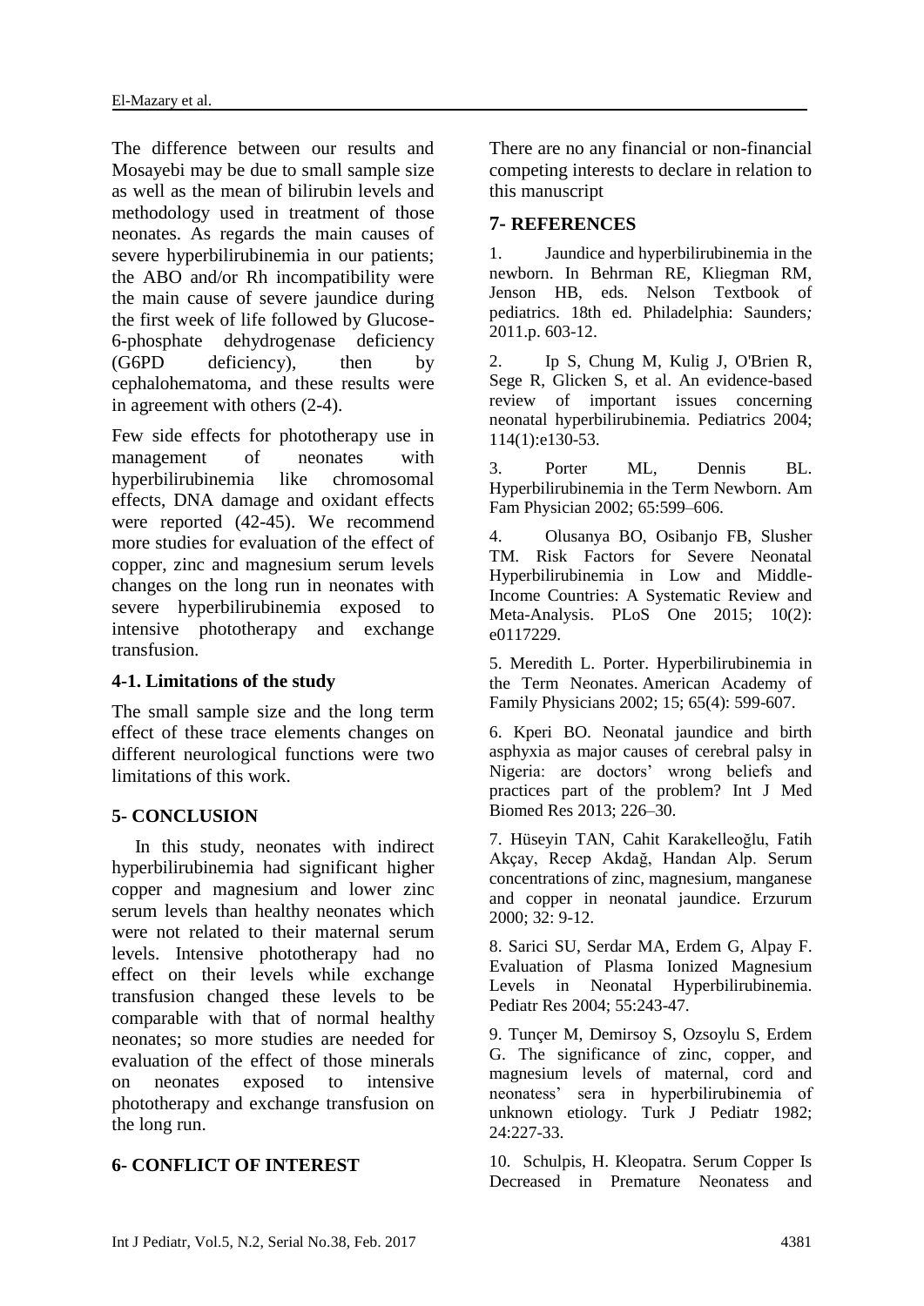The difference between our results and Mosayebi may be due to small sample size as well as the mean of bilirubin levels and methodology used in treatment of those neonates. As regards the main causes of severe hyperbilirubinemia in our patients; the ABO and/or Rh incompatibility were the main cause of severe jaundice during the first week of life followed by Glucose-6-phosphate dehydrogenase deficiency (G6PD deficiency), then by cephalohematoma, and these results were in agreement with others (2-4).

Few side effects for phototherapy use in management of neonates with hyperbilirubinemia like chromosomal effects, DNA damage and oxidant effects were reported (42-45). We recommend more studies for evaluation of the effect of copper, zinc and magnesium serum levels changes on the long run in neonates with severe hyperbilirubinemia exposed to intensive phototherapy and exchange transfusion.

### 4-1. Limitations of the study

The small sample size and the long term effect of these trace elements changes on different neurological functions were two limitations of this work.

## 5- CONCLUSION

In this study, neonates with indirect hyperbilirubinemia had significant higher copper and magnesium and lower zinc serum levels than healthy neonates which were not related to their maternal serum levels. Intensive phototherapy had no effect on their levels while exchange transfusion changed these levels to be comparable with that of normal healthy neonates; so more studies are needed for evaluation of the effect of those minerals on neonates exposed to intensive phototherapy and exchange transfusion on the long run.

## 6- CONFLICT OF INTEREST

There are no any financial or non-financial competing interests to declare in relation to this manuscript

## 7- REFERENCES

1. Jaundice and hyperbilirubinemia in the newborn. In Behrman RE, Kliegman RM, Jenson HB, eds. Nelson Textbook of pediatrics. 18th ed. Philadelphia: Saunders*;* 2011.p. 603-12.

2. Ip S, Chung M, Kulig J, O'Brien R, Sege R, Glicken S, et al. An evidence-based review of important issues concerning neonatal hyperbilirubinemia. Pediatrics 2004; 114(1):e130-53.

3. Porter ML, Dennis BL. Hyperbilirubinemia in the Term Newborn. Am Fam Physician 2002; 65:599–606.

4. Olusanya BO, Osibanjo FB, Slusher TM. Risk Factors for Severe Neonatal Hyperbilirubinemia in Low and Middle-Income Countries: A Systematic Review and Meta-Analysis. PLoS One 2015; 10(2): e0117229.

5. Meredith L. Porter. Hyperbilirubinemia in the Term Neonates. American Academy of Family Physicians 2002; 15; 65(4): 599-607.

6. Kperi BO. Neonatal jaundice and birth asphyxia as major causes of cerebral palsy in Nigeria: are doctors' wrong beliefs and practices part of the problem? Int J Med Biomed Res 2013; 226–30.

7. Hüseyin TAN, Cahit Karakelleoğlu, Fatih Akçay, Recep Akdağ, Handan Alp. Serum concentrations of zinc, magnesium, manganese and copper in neonatal jaundice. Erzurum 2000; 32: 9-12.

8. Sarici SU, Serdar MA, Erdem G, Alpay F. Evaluation of Plasma Ionized Magnesium Levels in Neonatal Hyperbilirubinemia. Pediatr Res 2004; 55:243-47.

9. Tunçer M, Demirsoy S, Ozsoylu S, Erdem G. The significance of zinc, copper, and magnesium levels of maternal, cord and neonatess' sera in hyperbilirubinemia of unknown etiology. Turk J Pediatr 1982; 24:227-33.

10. Schulpis, H. Kleopatra. Serum Copper Is Decreased in Premature Neonatess and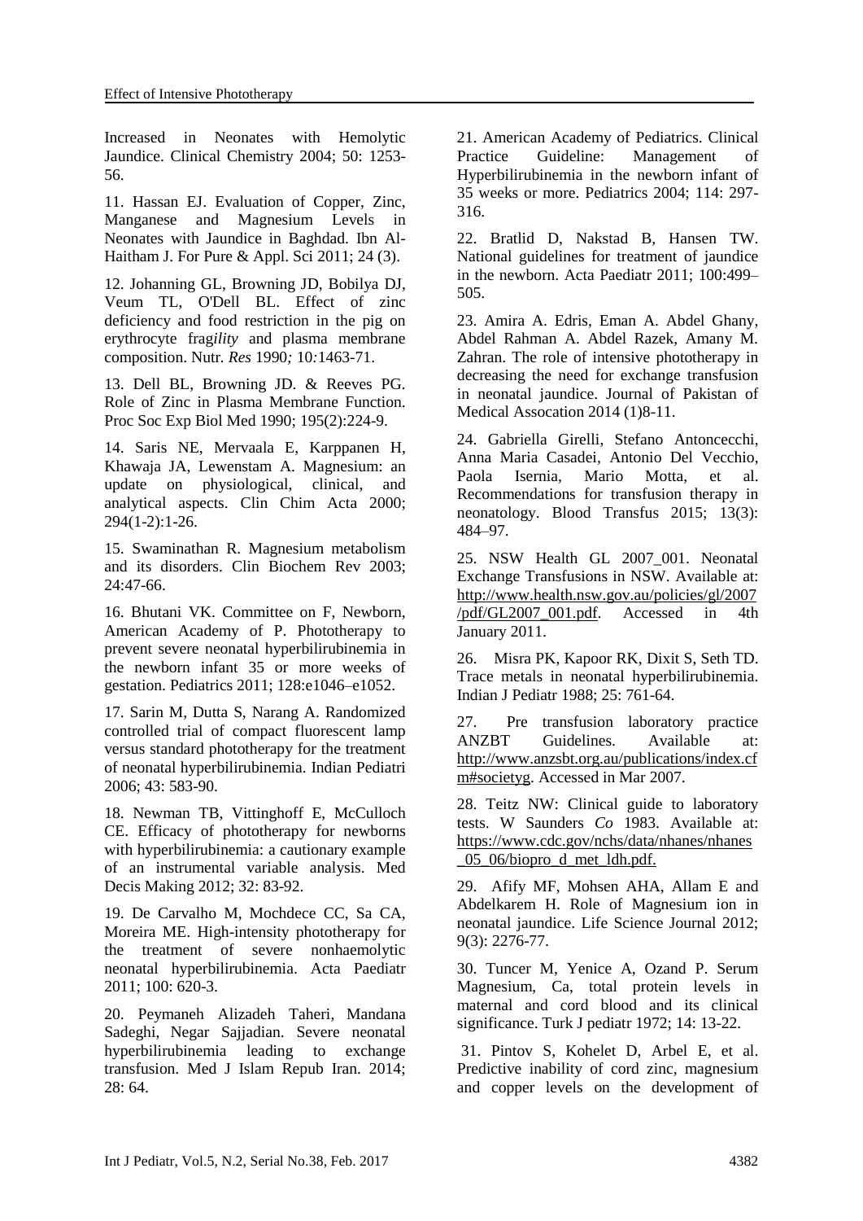Increased in Neonates with Hemolytic Jaundice. Clinical Chemistry 2004; 50: 1253-56.

11. Hassan EJ. Evaluation of Copper, Zinc, Manganese and Magnesium Levels in Neonates with Jaundice in Baghdad. Ibn Al-Haitham J. For Pure & Appl. Sci 2011; 24 (3).

12. Johanning GL, Browning JD, Bobilya DJ, Veum TL, O'Dell BL. Effect of zinc deficiency and food restriction in the pig on erythrocyte frag*ility* and plasma membrane composition. Nutr*. Res* 1990*;* 10*:*1463-71.

13. Dell BL, Browning JD. & Reeves PG. Role of Zinc in Plasma Membrane Function. Proc Soc Exp Biol Med 1990; 195(2):224-9.

14. Saris NE, Mervaala E, Karppanen H, Khawaja JA, Lewenstam A. Magnesium: an update on physiological, clinical, and analytical aspects. Clin Chim Acta 2000; 294(1-2):1-26.

15. Swaminathan R. Magnesium metabolism and its disorders. Clin Biochem Rev 2003; 24:47-66.

16. Bhutani VK. Committee on F, Newborn, American Academy of P. Phototherapy to prevent severe neonatal hyperbilirubinemia in the newborn infant 35 or more weeks of gestation. Pediatrics 2011; 128:e1046–e1052.

17. Sarin M, Dutta S, Narang A. Randomized controlled trial of compact fluorescent lamp versus standard phototherapy for the treatment of neonatal hyperbilirubinemia. Indian Pediatri 2006; 43: 583-90.

18. Newman TB, Vittinghoff E, McCulloch CE. Efficacy of phototherapy for newborns with hyperbilirubinemia: a cautionary example of an instrumental variable analysis. Med Decis Making 2012; 32: 83-92.

19. De Carvalho M, Mochdece CC, Sa CA, Moreira ME. High-intensity phototherapy for the treatment of severe nonhaemolytic neonatal hyperbilirubinemia. Acta Paediatr 2011; 100: 620-3.

20. Peymaneh Alizadeh Taheri, Mandana Sadeghi, Negar Sajjadian. Severe neonatal hyperbilirubinemia leading to exchange transfusion. Med J Islam Repub Iran. 2014; 28: 64.

21. American Academy of Pediatrics. Clinical Practice Guideline: Management of Hyperbilirubinemia in the newborn infant of 35 weeks or more. Pediatrics 2004; 114: 297-316.

22. Bratlid D, Nakstad B, Hansen TW. National guidelines for treatment of jaundice in the newborn. Acta Paediatr 2011; 100:499–505.

23. Amira A. Edris, Eman A. Abdel Ghany, Abdel Rahman A. Abdel Razek, Amany M. Zahran. The role of intensive phototherapy in decreasing the need for exchange transfusion in neonatal jaundice. Journal of Pakistan of Medical Assocation 2014 (1)8-11.

24. Gabriella Girelli, Stefano Antoncecchi, Anna Maria Casadei, Antonio Del Vecchio, Paola Isernia, Mario Motta, et al. Recommendations for transfusion therapy in neonatology. Blood Transfus 2015; 13(3): 484–97.

25. NSW Health GL 2007_001. Neonatal Exchange Transfusions in NSW. Available at: http://www.health.nsw.gov.au/policies/gl/2007/pdf/GL2007_001.pdf. Accessed in 4th January 2011.

26. Misra PK, Kapoor RK, Dixit S, Seth TD. Trace metals in neonatal hyperbilirubinemia. Indian J Pediatr 1988; 25: 761-64.

27. Pre transfusion laboratory practice ANZBT Guidelines. Available at: http://www.anzsbt.org.au/publications/index.cfm#societyg. Accessed in Mar 2007.

28. Teitz NW: Clinical guide to laboratory tests. W Saunders *Co* 1983. Available at: https://www.cdc.gov/nchs/data/nhanes/nhanes_05_06/biopro_d_met_ldh.pdf.

29. Afify MF, Mohsen AHA, Allam E and Abdelkarem H. Role of Magnesium ion in neonatal jaundice. Life Science Journal 2012; 9(3): 2276-77.

30. Tuncer M, Yenice A, Ozand P. Serum Magnesium, Ca, total protein levels in maternal and cord blood and its clinical significance. Turk J pediatr 1972; 14: 13-22.

31. Pintov S, Kohelet D, Arbel E, et al. Predictive inability of cord zinc, magnesium and copper levels on the development of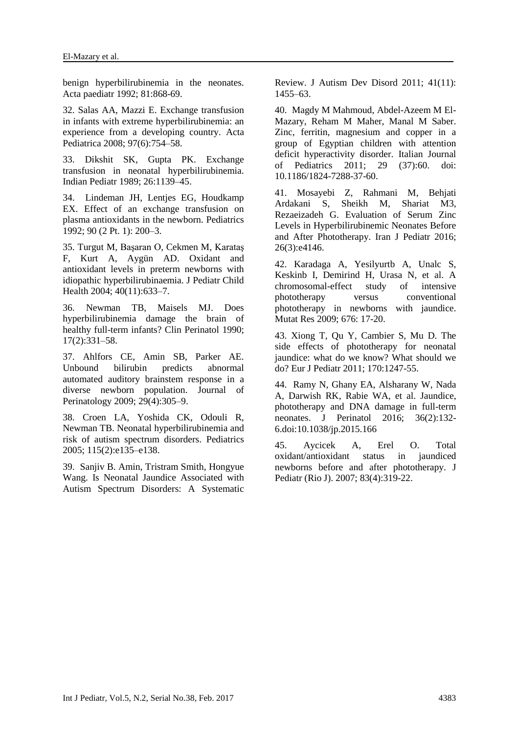benign hyperbilirubinemia in the neonates. Acta paediatr 1992; 81:868-69.

32. Salas AA, Mazzi E. Exchange transfusion in infants with extreme hyperbilirubinemia: an experience from a developing country. Acta Pediatrica 2008; 97(6):754–58.

33. Dikshit SK, Gupta PK. Exchange transfusion in neonatal hyperbilirubinemia. Indian Pediatr 1989; 26:1139–45.

34. Lindeman JH, Lentjes EG, Houdkamp EX. Effect of an exchange transfusion on plasma antioxidants in the newborn. Pediatrics 1992; 90 (2 Pt. 1): 200–3.

35. Turgut M, Başaran O, Cekmen M, Karataş F, Kurt A, Aygün AD. Oxidant and antioxidant levels in preterm newborns with idiopathic hyperbilirubinaemia. J Pediatr Child Health 2004; 40(11):633–7.

36. Newman TB, Maisels MJ. Does hyperbilirubinemia damage the brain of healthy full-term infants? Clin Perinatol 1990; 17(2):331–58.

37. Ahlfors CE, Amin SB, Parker AE. Unbound bilirubin predicts abnormal automated auditory brainstem response in a diverse newborn population. Journal of Perinatology 2009; 29(4):305–9.

38. Croen LA, Yoshida CK, Odouli R, Newman TB. Neonatal hyperbilirubinemia and risk of autism spectrum disorders. Pediatrics 2005; 115(2):e135–e138.

39. Sanjiv B. Amin, Tristram Smith, Hongyue Wang. Is Neonatal Jaundice Associated with Autism Spectrum Disorders: A Systematic Review. J Autism Dev Disord 2011; 41(11): 1455–63.

40. Magdy M Mahmoud, Abdel-Azeem M El-Mazary, Reham M Maher, Manal M Saber. Zinc, ferritin, magnesium and copper in a group of Egyptian children with attention deficit hyperactivity disorder. Italian Journal of Pediatrics 2011; 29 (37):60. doi: 10.1186/1824-7288-37-60.

41. Mosayebi Z, Rahmani M, Behjati Ardakani S, Sheikh M, Shariat M3, Rezaeizadeh G. Evaluation of Serum Zinc Levels in Hyperbilirubinemic Neonates Before and After Phototherapy. Iran J Pediatr 2016; 26(3):e4146.

42. Karadaga A, Yesilyurtb A, Unalc S, Keskinb I, Demirind H, Urasa N, et al. A chromosomal-effect study of intensive phototherapy versus conventional phototherapy in newborns with jaundice. Mutat Res 2009; 676: 17-20.

43. Xiong T, Qu Y, Cambier S, Mu D. The side effects of phototherapy for neonatal jaundice: what do we know? What should we do? Eur J Pediatr 2011; 170:1247-55.

44. Ramy N, Ghany EA, Alsharany W, Nada A, Darwish RK, Rabie WA, et al. Jaundice, phototherapy and DNA damage in full-term neonates. J Perinatol 2016; 36(2):132-6.doi:10.1038/jp.2015.166

45. Aycicek A, Erel O. Total oxidant/antioxidant status in jaundiced newborns before and after phototherapy. J Pediatr (Rio J). 2007; 83(4):319-22.